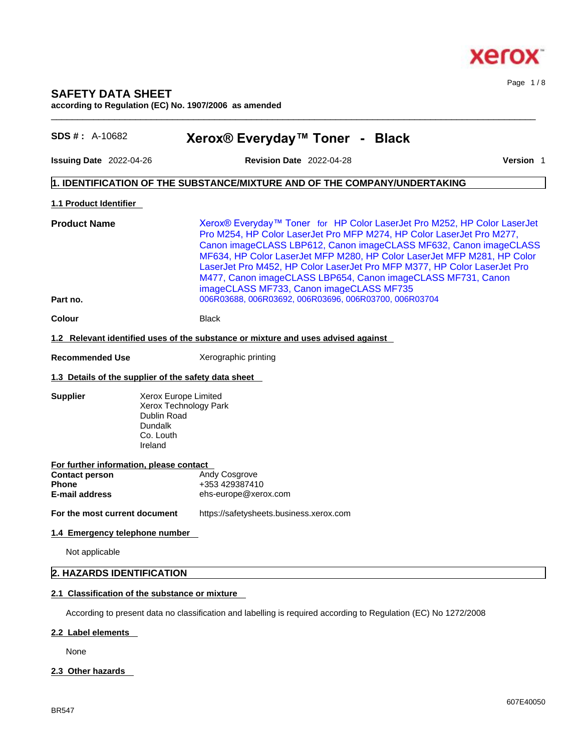# SAFETY DATA SHEET

**according to Regulation (EC) No. 1907/2006 as amended**

**SDS # :** A-10682

## Xerox® Everyday™ Toner - Black

**Issuing Date** 2022-04-26 **Revision Date** 2022-04-28 **Version** 1

## 1. IDENTIFICATION OF THE SUBSTANCE/MIXTURE AND OF THE COMPANY/UNDERTAKING

### 1.1 Product Identifier

| | |
|---|---|
| **Product Name** | Xerox® Everyday™ Toner for HP Color LaserJet Pro M252, HP Color LaserJet Pro M254, HP Color LaserJet Pro MFP M274, HP Color LaserJet Pro M277, Canon imageCLASS LBP612, Canon imageCLASS MF632, Canon imageCLASS MF634, HP Color LaserJet MFP M280, HP Color LaserJet MFP M281, HP Color LaserJet Pro M452, HP Color LaserJet Pro MFP M377, HP Color LaserJet Pro M477, Canon imageCLASS LBP654, Canon imageCLASS MF731, Canon imageCLASS MF733, Canon imageCLASS MF735 |
| **Part no.** | 006R03688, 006R03692, 006R03696, 006R03700, 006R03704 |
| **Colour** | Black |

### 1.2 Relevant identified uses of the substance or mixture and uses advised against

**Recommended Use** Xerographic printing

### 1.3 Details of the supplier of the safety data sheet

**Supplier**

Xerox Europe Limited
Xerox Technology Park
Dublin Road
Dundalk
Co. Louth
Ireland

**For further information, please contact**

| | |
|---|---|
| **Contact person** | Andy Cosgrove |
| **Phone** | +353 429387410 |
| **E-mail address** | ehs-europe@xerox.com |

**For the most current document** https://safetysheets.business.xerox.com

### 1.4 Emergency telephone number

Not applicable

## 2. HAZARDS IDENTIFICATION

### 2.1 Classification of the substance or mixture

According to present data no classification and labelling is required according to Regulation (EC) No 1272/2008

### 2.2 Label elements

None

### 2.3 Other hazards

BR547

607E40050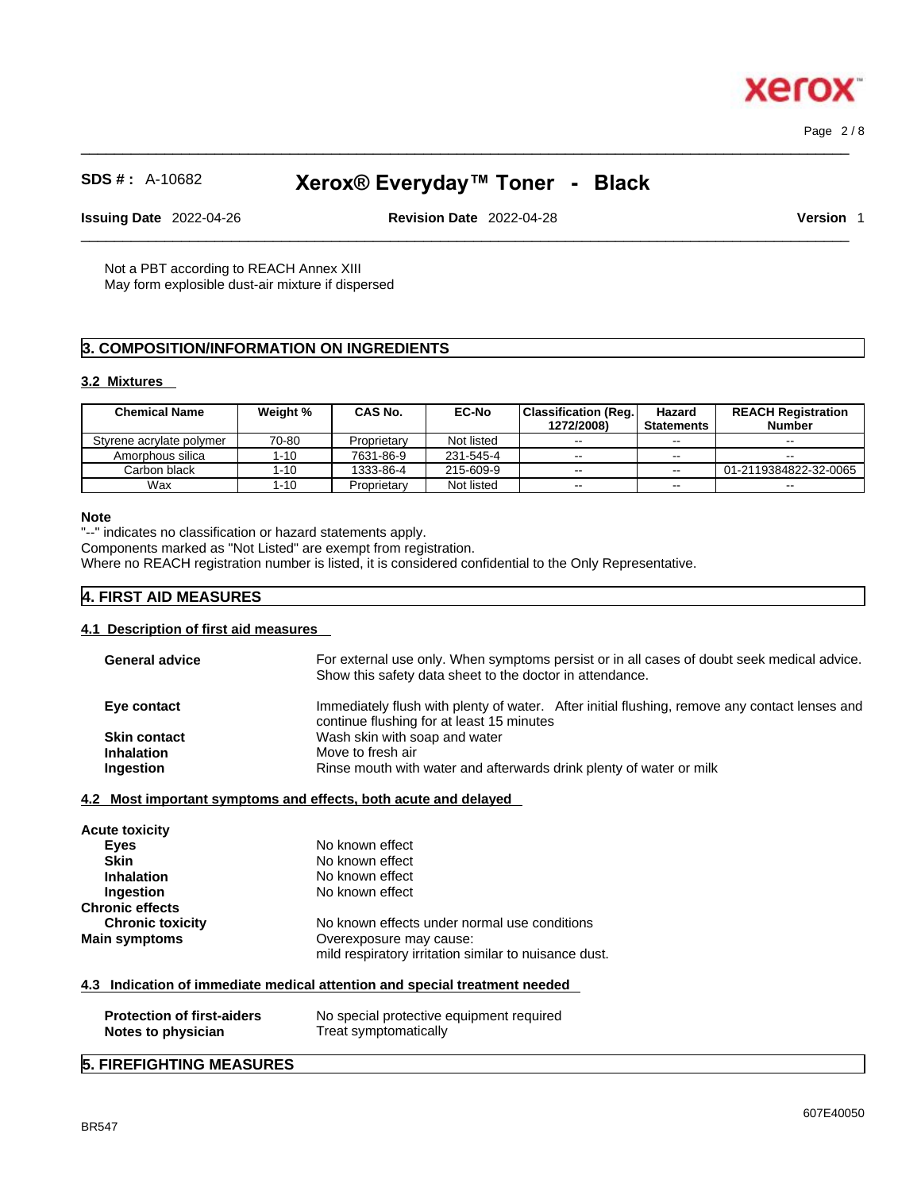Not a PBT according to REACH Annex XIII
May form explosible dust-air mixture if dispersed

## 3. COMPOSITION/INFORMATION ON INGREDIENTS

### 3.2 Mixtures

| Chemical Name | Weight % | CAS No. | EC-No | Classification (Reg. 1272/2008) | Hazard Statements | REACH Registration Number |
|---|---|---|---|---|---|---|
| Styrene acrylate polymer | 70-80 | Proprietary | Not listed | -- | -- | -- |
| Amorphous silica | 1-10 | 7631-86-9 | 231-545-4 | -- | -- | -- |
| Carbon black | 1-10 | 1333-86-4 | 215-609-9 | -- | -- | 01-2119384822-32-0065 |
| Wax | 1-10 | Proprietary | Not listed | -- | -- | -- |

**Note**
"--" indicates no classification or hazard statements apply.
Components marked as "Not Listed" are exempt from registration.
Where no REACH registration number is listed, it is considered confidential to the Only Representative.

## 4. FIRST AID MEASURES

### 4.1 Description of first aid measures

**General advice** For external use only. When symptoms persist or in all cases of doubt seek medical advice. Show this safety data sheet to the doctor in attendance.

**Eye contact** Immediately flush with plenty of water. After initial flushing, remove any contact lenses and continue flushing for at least 15 minutes

**Skin contact** Wash skin with soap and water

**Inhalation** Move to fresh air

**Ingestion** Rinse mouth with water and afterwards drink plenty of water or milk

### 4.2 Most important symptoms and effects, both acute and delayed

**Acute toxicity**

**Eyes** No known effect

**Skin** No known effect

**Inhalation** No known effect

**Ingestion** No known effect

**Chronic effects**

**Chronic toxicity** No known effects under normal use conditions

**Main symptoms** Overexposure may cause:
mild respiratory irritation similar to nuisance dust.

### 4.3 Indication of immediate medical attention and special treatment needed

**Protection of first-aiders** No special protective equipment required

**Notes to physician** Treat symptomatically

## 5. FIREFIGHTING MEASURES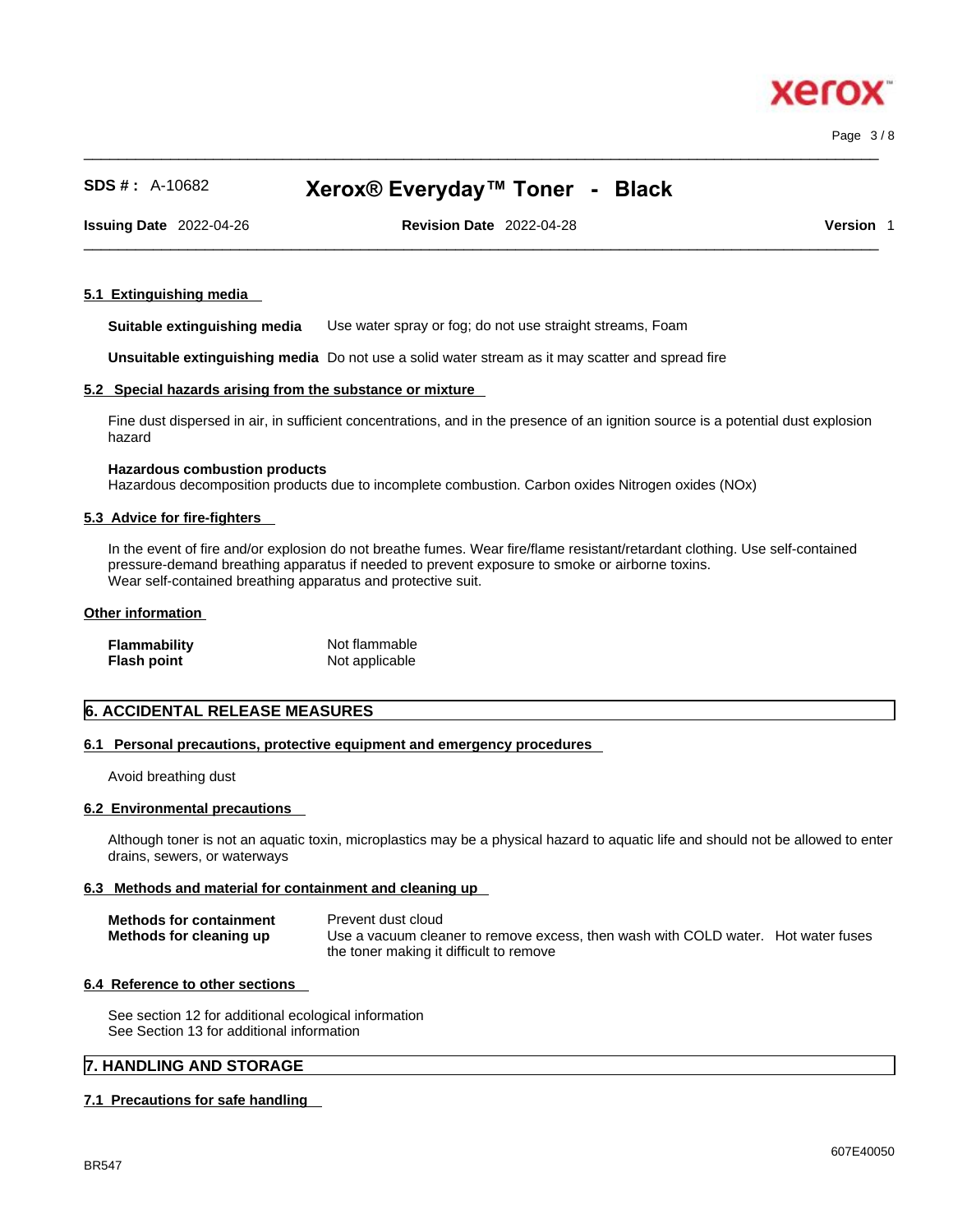#### 5.1 Extinguishing media

**Suitable extinguishing media** Use water spray or fog; do not use straight streams, Foam

**Unsuitable extinguishing media** Do not use a solid water stream as it may scatter and spread fire

#### 5.2 Special hazards arising from the substance or mixture

Fine dust dispersed in air, in sufficient concentrations, and in the presence of an ignition source is a potential dust explosion hazard

**Hazardous combustion products**
Hazardous decomposition products due to incomplete combustion. Carbon oxides Nitrogen oxides (NOx)

#### 5.3 Advice for fire-fighters

In the event of fire and/or explosion do not breathe fumes. Wear fire/flame resistant/retardant clothing. Use self-contained pressure-demand breathing apparatus if needed to prevent exposure to smoke or airborne toxins.
Wear self-contained breathing apparatus and protective suit.

#### Other information

| | |
|---|---|
| **Flammability** | Not flammable |
| **Flash point** | Not applicable |

## 6. ACCIDENTAL RELEASE MEASURES

#### 6.1 Personal precautions, protective equipment and emergency procedures

Avoid breathing dust

#### 6.2 Environmental precautions

Although toner is not an aquatic toxin, microplastics may be a physical hazard to aquatic life and should not be allowed to enter drains, sewers, or waterways

#### 6.3 Methods and material for containment and cleaning up

| | |
|---|---|
| **Methods for containment** | Prevent dust cloud |
| **Methods for cleaning up** | Use a vacuum cleaner to remove excess, then wash with COLD water. Hot water fuses the toner making it difficult to remove |

#### 6.4 Reference to other sections

See section 12 for additional ecological information
See Section 13 for additional information

## 7. HANDLING AND STORAGE

#### 7.1 Precautions for safe handling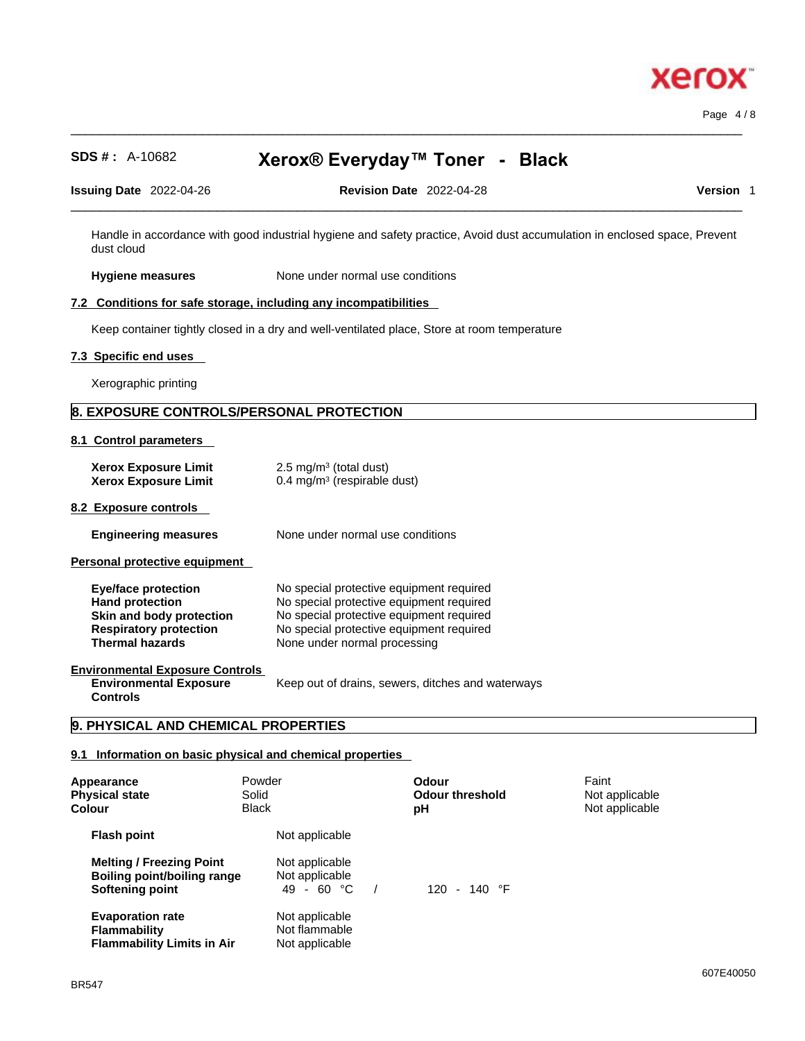Handle in accordance with good industrial hygiene and safety practice, Avoid dust accumulation in enclosed space, Prevent dust cloud

**Hygiene measures** None under normal use conditions

### 7.2 Conditions for safe storage, including any incompatibilities

Keep container tightly closed in a dry and well-ventilated place, Store at room temperature

### 7.3 Specific end uses

Xerographic printing

## 8. EXPOSURE CONTROLS/PERSONAL PROTECTION

### 8.1 Control parameters

| | |
|---|---|
| **Xerox Exposure Limit** | 2.5 mg/m³ (total dust) |
| **Xerox Exposure Limit** | 0.4 mg/m³ (respirable dust) |

### 8.2 Exposure controls

**Engineering measures** None under normal use conditions

### Personal protective equipment

| | |
|---|---|
| **Eye/face protection** | No special protective equipment required |
| **Hand protection** | No special protective equipment required |
| **Skin and body protection** | No special protective equipment required |
| **Respiratory protection** | No special protective equipment required |
| **Thermal hazards** | None under normal processing |

### Environmental Exposure Controls

**Environmental Exposure Controls** Keep out of drains, sewers, ditches and waterways

## 9. PHYSICAL AND CHEMICAL PROPERTIES

### 9.1 Information on basic physical and chemical properties

| | | | |
|---|---|---|---|
| **Appearance** | Powder | **Odour** | Faint |
| **Physical state** | Solid | **Odour threshold** | Not applicable |
| **Colour** | Black | **pH** | Not applicable |

| | |
|---|---|
| **Flash point** | Not applicable |
| **Melting / Freezing Point** | Not applicable |
| **Boiling point/boiling range** | Not applicable |
| **Softening point** | 49 - 60 °C / 120 - 140 °F |
| **Evaporation rate** | Not applicable |
| **Flammability** | Not flammable |
| **Flammability Limits in Air** | Not applicable |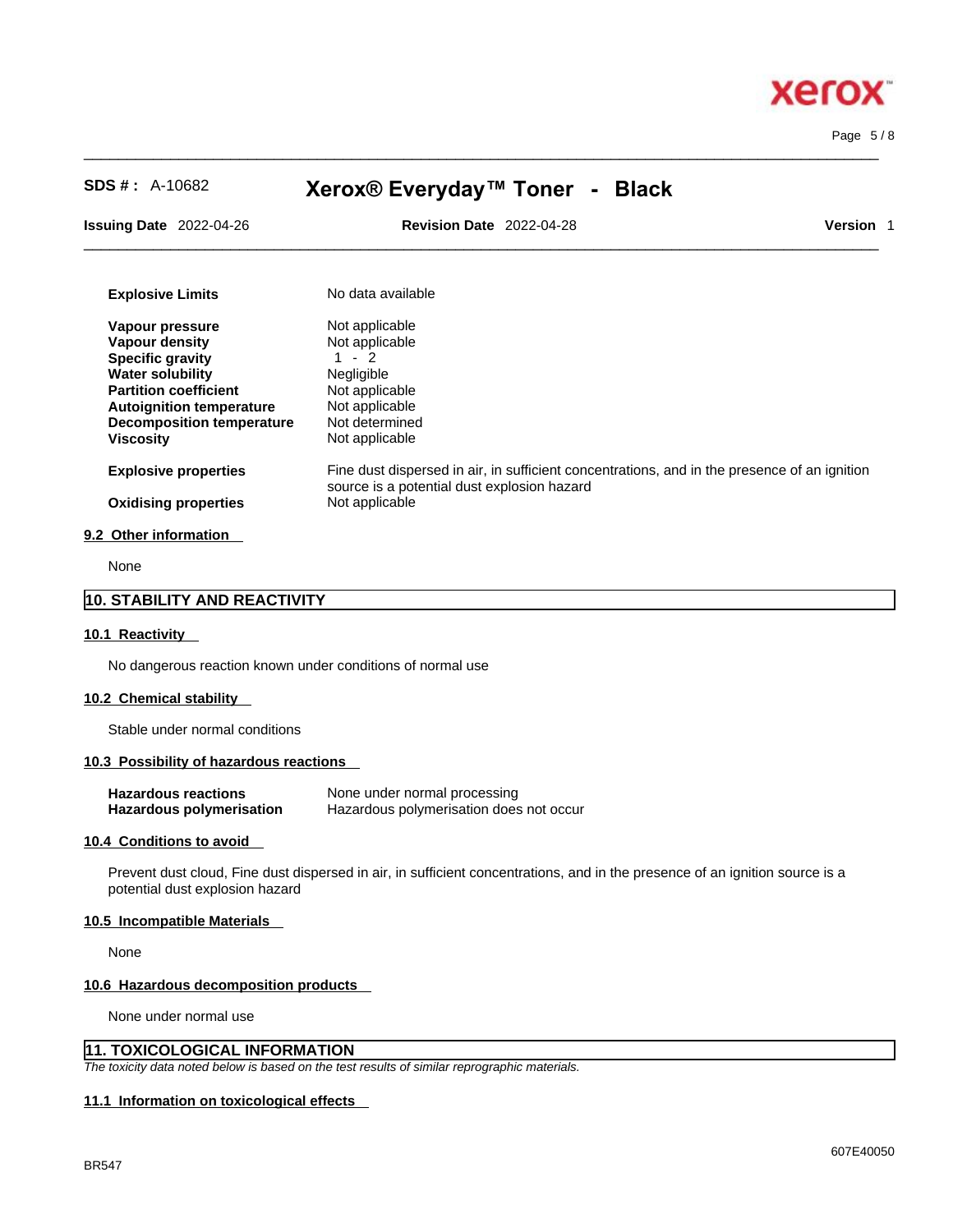| | |
|---|---|
| **Explosive Limits** | No data available |
| **Vapour pressure** | Not applicable |
| **Vapour density** | Not applicable |
| **Specific gravity** | 1 - 2 |
| **Water solubility** | Negligible |
| **Partition coefficient** | Not applicable |
| **Autoignition temperature** | Not applicable |
| **Decomposition temperature** | Not determined |
| **Viscosity** | Not applicable |
| **Explosive properties** | Fine dust dispersed in air, in sufficient concentrations, and in the presence of an ignition source is a potential dust explosion hazard |
| **Oxidising properties** | Not applicable |

### 9.2 Other information

None

## 10. STABILITY AND REACTIVITY

### 10.1 Reactivity

No dangerous reaction known under conditions of normal use

### 10.2 Chemical stability

Stable under normal conditions

### 10.3 Possibility of hazardous reactions

| | |
|---|---|
| **Hazardous reactions** | None under normal processing |
| **Hazardous polymerisation** | Hazardous polymerisation does not occur |

### 10.4 Conditions to avoid

Prevent dust cloud, Fine dust dispersed in air, in sufficient concentrations, and in the presence of an ignition source is a potential dust explosion hazard

### 10.5 Incompatible Materials

None

### 10.6 Hazardous decomposition products

None under normal use

## 11. TOXICOLOGICAL INFORMATION

*The toxicity data noted below is based on the test results of similar reprographic materials.*

### 11.1 Information on toxicological effects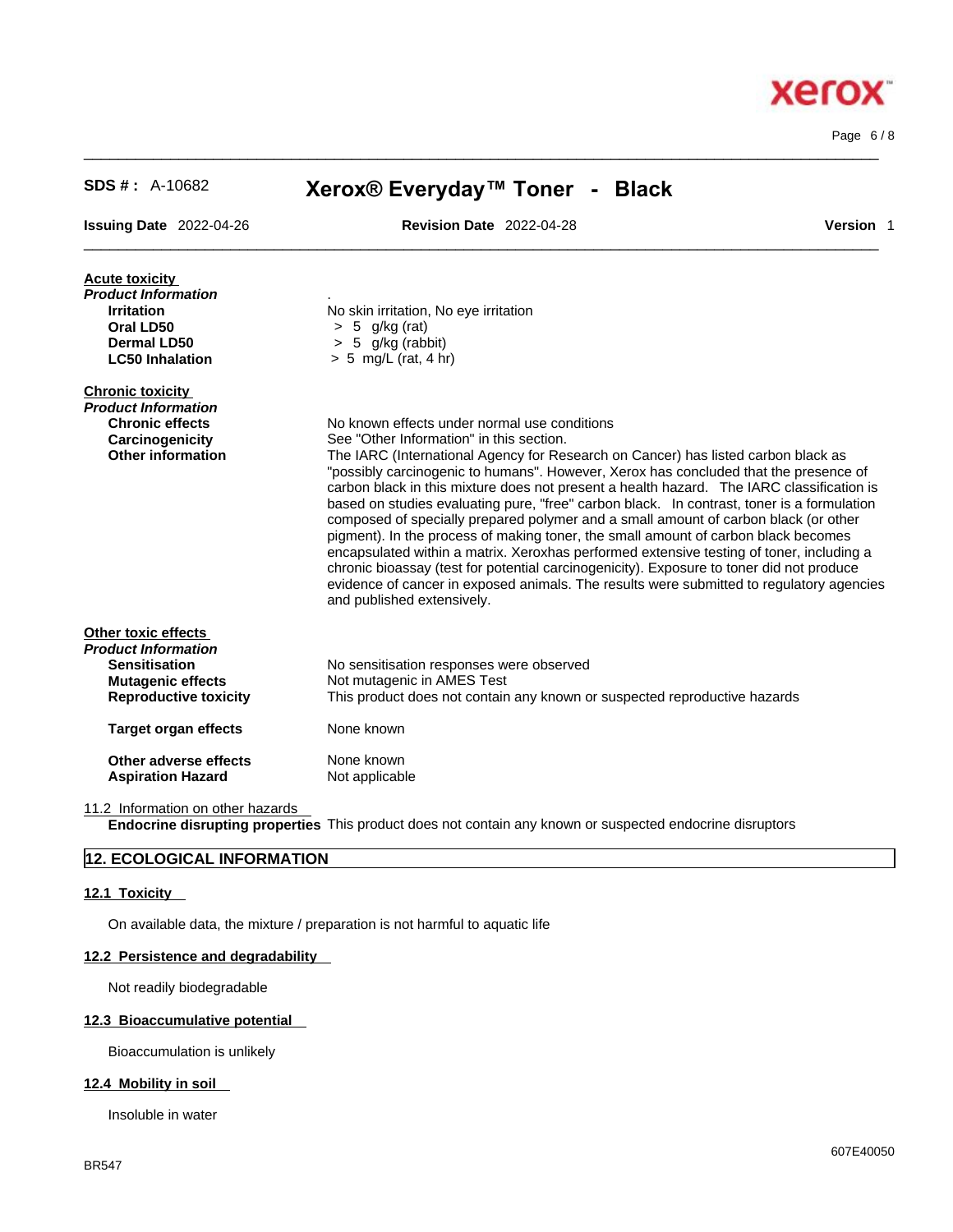**Acute toxicity**

***Product Information***

.

| | |
|---|---|
| **Irritation** | No skin irritation, No eye irritation |
| **Oral LD50** | > 5 g/kg (rat) |
| **Dermal LD50** | > 5 g/kg (rabbit) |
| **LC50 Inhalation** | > 5 mg/L (rat, 4 hr) |

**Chronic toxicity**

***Product Information***

| | |
|---|---|
| **Chronic effects** | No known effects under normal use conditions |
| **Carcinogenicity** | See "Other Information" in this section. |
| **Other information** | The IARC (International Agency for Research on Cancer) has listed carbon black as "possibly carcinogenic to humans". However, Xerox has concluded that the presence of carbon black in this mixture does not present a health hazard. The IARC classification is based on studies evaluating pure, "free" carbon black. In contrast, toner is a formulation composed of specially prepared polymer and a small amount of carbon black (or other pigment). In the process of making toner, the small amount of carbon black becomes encapsulated within a matrix. Xeroxhas performed extensive testing of toner, including a chronic bioassay (test for potential carcinogenicity). Exposure to toner did not produce evidence of cancer in exposed animals. The results were submitted to regulatory agencies and published extensively. |

**Other toxic effects**

***Product Information***

| | |
|---|---|
| **Sensitisation** | No sensitisation responses were observed |
| **Mutagenic effects** | Not mutagenic in AMES Test |
| **Reproductive toxicity** | This product does not contain any known or suspected reproductive hazards |
| **Target organ effects** | None known |
| **Other adverse effects** | None known |
| **Aspiration Hazard** | Not applicable |

11.2 Information on other hazards

**Endocrine disrupting properties** This product does not contain any known or suspected endocrine disruptors

## 12. ECOLOGICAL INFORMATION

### 12.1 Toxicity

On available data, the mixture / preparation is not harmful to aquatic life

### 12.2 Persistence and degradability

Not readily biodegradable

### 12.3 Bioaccumulative potential

Bioaccumulation is unlikely

### 12.4 Mobility in soil

Insoluble in water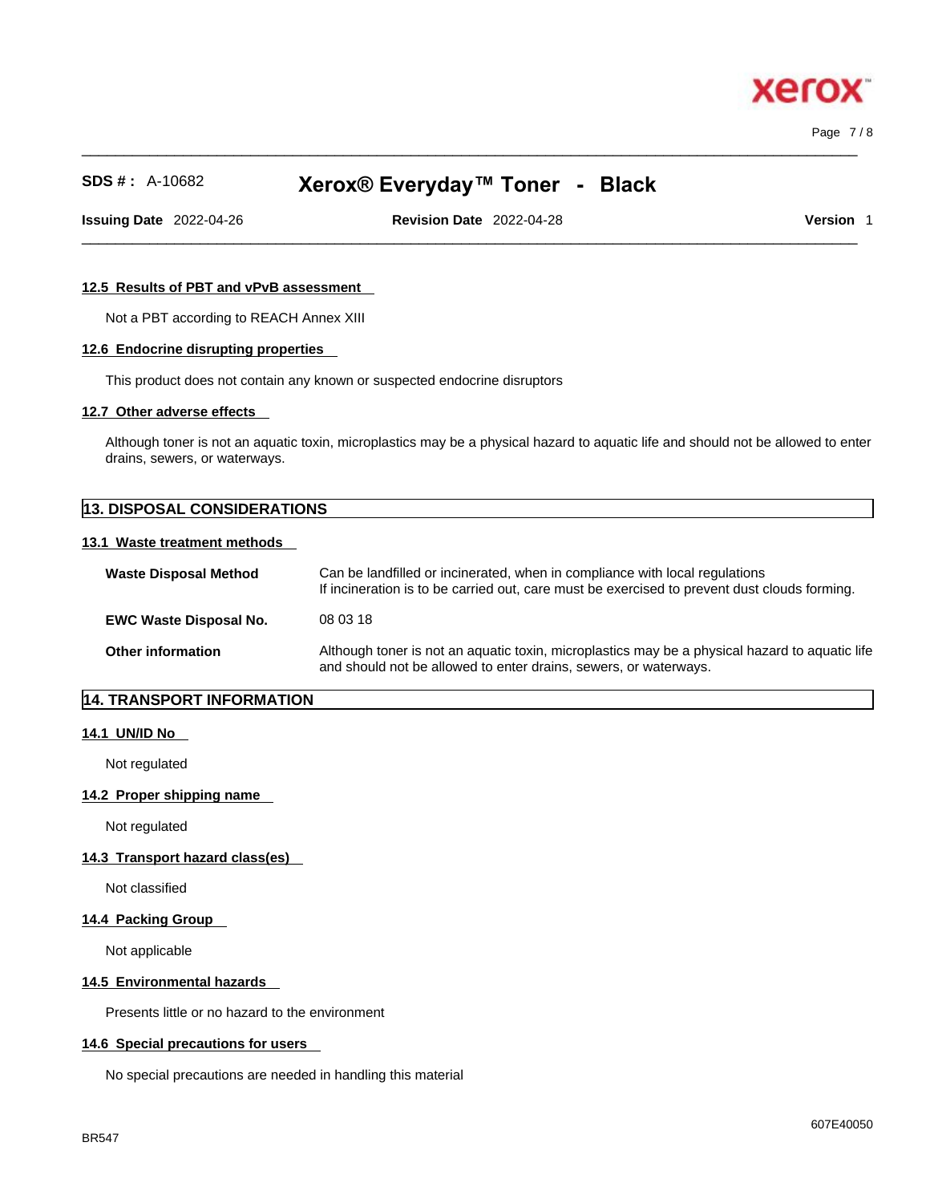### 12.5 Results of PBT and vPvB assessment

Not a PBT according to REACH Annex XIII

### 12.6 Endocrine disrupting properties

This product does not contain any known or suspected endocrine disruptors

### 12.7 Other adverse effects

Although toner is not an aquatic toxin, microplastics may be a physical hazard to aquatic life and should not be allowed to enter drains, sewers, or waterways.

## 13. DISPOSAL CONSIDERATIONS

### 13.1 Waste treatment methods

| | |
|---|---|
| **Waste Disposal Method** | Can be landfilled or incinerated, when in compliance with local regulations<br>If incineration is to be carried out, care must be exercised to prevent dust clouds forming. |
| **EWC Waste Disposal No.** | 08 03 18 |
| **Other information** | Although toner is not an aquatic toxin, microplastics may be a physical hazard to aquatic life and should not be allowed to enter drains, sewers, or waterways. |

## 14. TRANSPORT INFORMATION

### 14.1 UN/ID No

Not regulated

### 14.2 Proper shipping name

Not regulated

### 14.3 Transport hazard class(es)

Not classified

### 14.4 Packing Group

Not applicable

### 14.5 Environmental hazards

Presents little or no hazard to the environment

### 14.6 Special precautions for users

No special precautions are needed in handling this material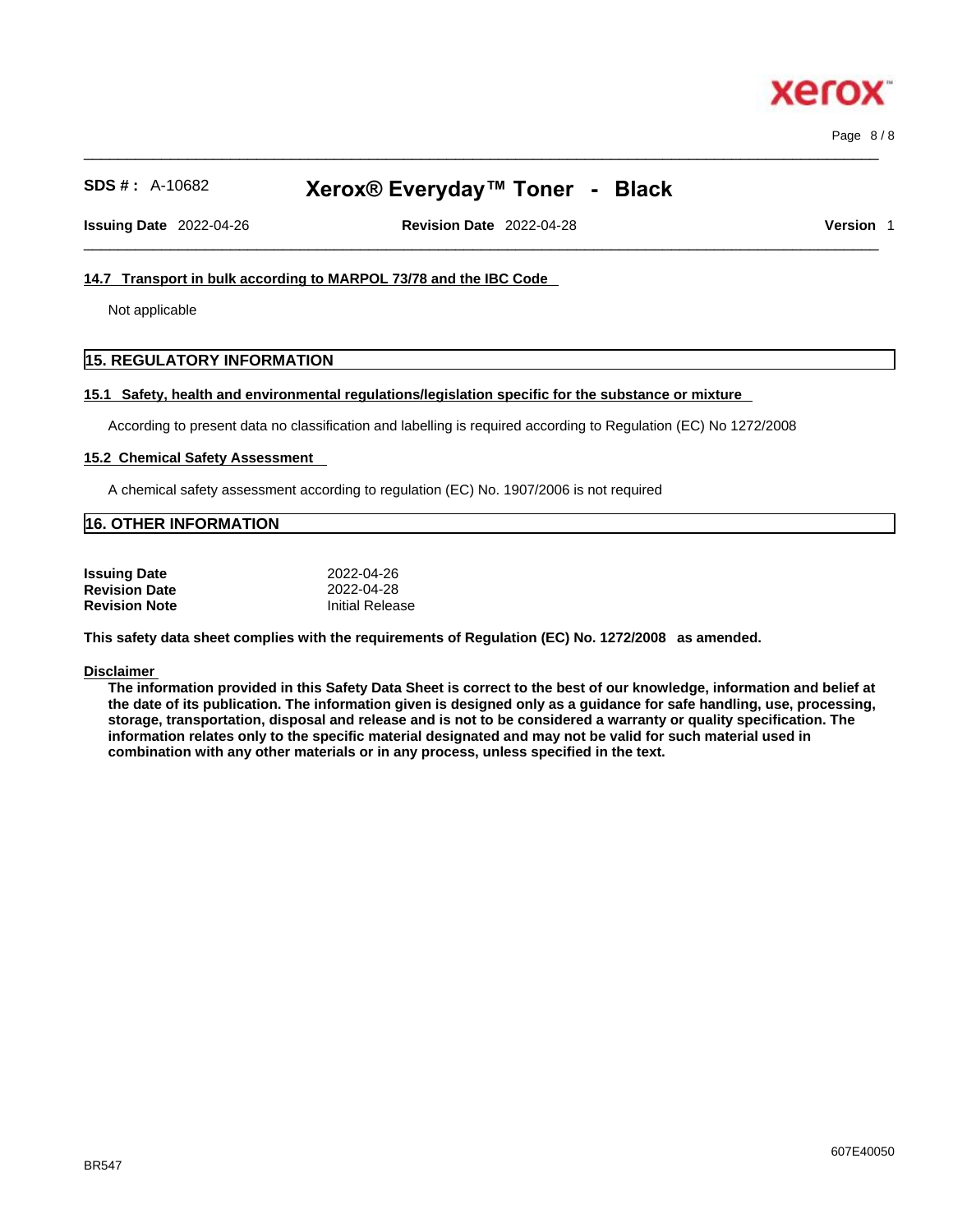### 14.7 Transport in bulk according to MARPOL 73/78 and the IBC Code

Not applicable

## 15. REGULATORY INFORMATION

### 15.1 Safety, health and environmental regulations/legislation specific for the substance or mixture

According to present data no classification and labelling is required according to Regulation (EC) No 1272/2008

### 15.2 Chemical Safety Assessment

A chemical safety assessment according to regulation (EC) No. 1907/2006 is not required

## 16. OTHER INFORMATION

| | |
|---|---|
| **Issuing Date** | 2022-04-26 |
| **Revision Date** | 2022-04-28 |
| **Revision Note** | Initial Release |

**This safety data sheet complies with the requirements of Regulation (EC) No. 1272/2008 as amended.**

**Disclaimer**

**The information provided in this Safety Data Sheet is correct to the best of our knowledge, information and belief at the date of its publication. The information given is designed only as a guidance for safe handling, use, processing, storage, transportation, disposal and release and is not to be considered a warranty or quality specification. The information relates only to the specific material designated and may not be valid for such material used in combination with any other materials or in any process, unless specified in the text.**